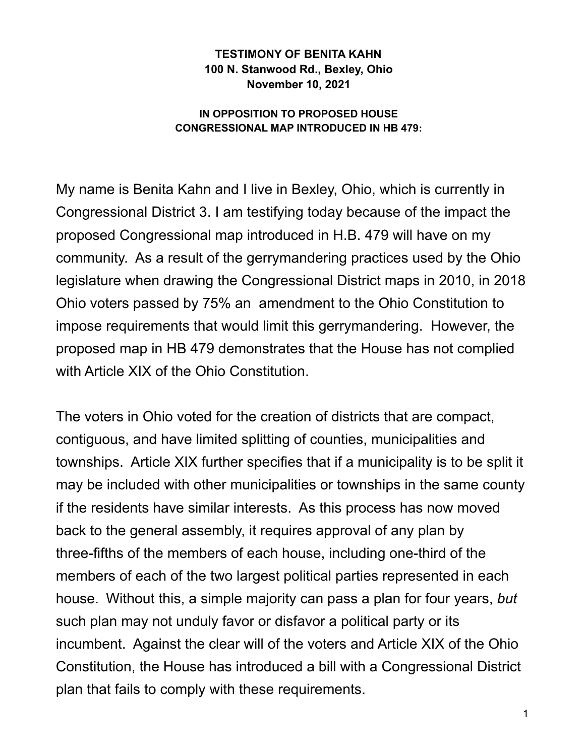**TESTIMONY OF BENITA KAHN**
**100 N. Stanwood Rd., Bexley, Ohio**
**November 10, 2021**

**IN OPPOSITION TO PROPOSED HOUSE CONGRESSIONAL MAP INTRODUCED IN HB 479:**

My name is Benita Kahn and I live in Bexley, Ohio, which is currently in Congressional District 3. I am testifying today because of the impact the proposed Congressional map introduced in H.B. 479 will have on my community. As a result of the gerrymandering practices used by the Ohio legislature when drawing the Congressional District maps in 2010, in 2018 Ohio voters passed by 75% an amendment to the Ohio Constitution to impose requirements that would limit this gerrymandering. However, the proposed map in HB 479 demonstrates that the House has not complied with Article XIX of the Ohio Constitution.

The voters in Ohio voted for the creation of districts that are compact, contiguous, and have limited splitting of counties, municipalities and townships. Article XIX further specifies that if a municipality is to be split it may be included with other municipalities or townships in the same county if the residents have similar interests. As this process has now moved back to the general assembly, it requires approval of any plan by three-fifths of the members of each house, including one-third of the members of each of the two largest political parties represented in each house. Without this, a simple majority can pass a plan for four years, *but* such plan may not unduly favor or disfavor a political party or its incumbent. Against the clear will of the voters and Article XIX of the Ohio Constitution, the House has introduced a bill with a Congressional District plan that fails to comply with these requirements.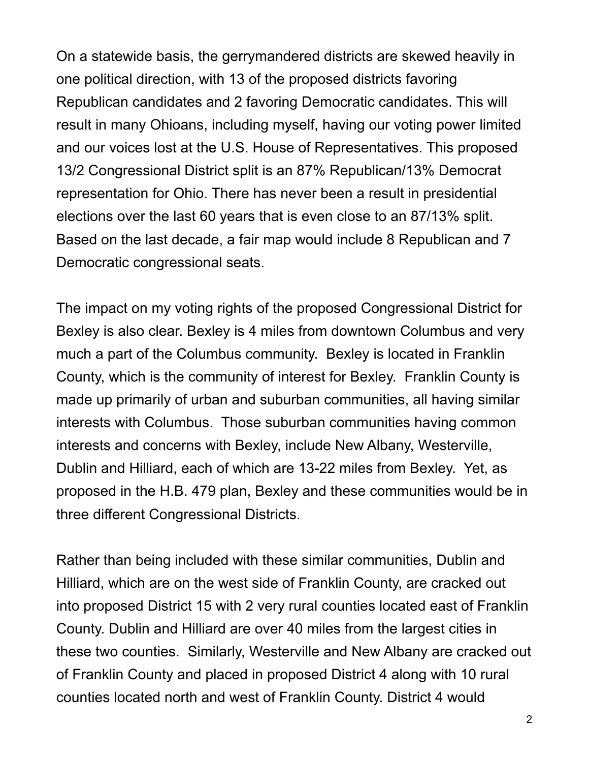On a statewide basis, the gerrymandered districts are skewed heavily in one political direction, with 13 of the proposed districts favoring Republican candidates and 2 favoring Democratic candidates. This will result in many Ohioans, including myself, having our voting power limited and our voices lost at the U.S. House of Representatives. This proposed 13/2 Congressional District split is an 87% Republican/13% Democrat representation for Ohio. There has never been a result in presidential elections over the last 60 years that is even close to an 87/13% split. Based on the last decade, a fair map would include 8 Republican and 7 Democratic congressional seats.

The impact on my voting rights of the proposed Congressional District for Bexley is also clear. Bexley is 4 miles from downtown Columbus and very much a part of the Columbus community. Bexley is located in Franklin County, which is the community of interest for Bexley. Franklin County is made up primarily of urban and suburban communities, all having similar interests with Columbus. Those suburban communities having common interests and concerns with Bexley, include New Albany, Westerville, Dublin and Hilliard, each of which are 13-22 miles from Bexley. Yet, as proposed in the H.B. 479 plan, Bexley and these communities would be in three different Congressional Districts.

Rather than being included with these similar communities, Dublin and Hilliard, which are on the west side of Franklin County, are cracked out into proposed District 15 with 2 very rural counties located east of Franklin County. Dublin and Hilliard are over 40 miles from the largest cities in these two counties. Similarly, Westerville and New Albany are cracked out of Franklin County and placed in proposed District 4 along with 10 rural counties located north and west of Franklin County. District 4 would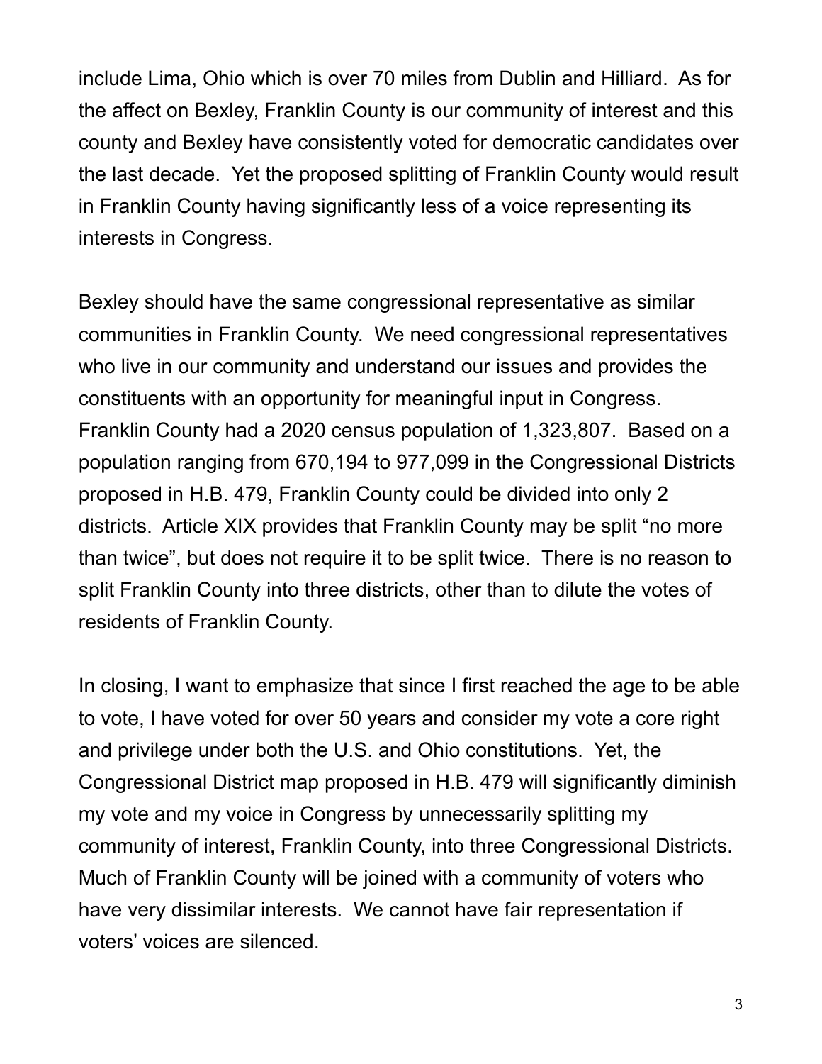include Lima, Ohio which is over 70 miles from Dublin and Hilliard. As for the affect on Bexley, Franklin County is our community of interest and this county and Bexley have consistently voted for democratic candidates over the last decade. Yet the proposed splitting of Franklin County would result in Franklin County having significantly less of a voice representing its interests in Congress.

Bexley should have the same congressional representative as similar communities in Franklin County. We need congressional representatives who live in our community and understand our issues and provides the constituents with an opportunity for meaningful input in Congress. Franklin County had a 2020 census population of 1,323,807. Based on a population ranging from 670,194 to 977,099 in the Congressional Districts proposed in H.B. 479, Franklin County could be divided into only 2 districts. Article XIX provides that Franklin County may be split "no more than twice", but does not require it to be split twice. There is no reason to split Franklin County into three districts, other than to dilute the votes of residents of Franklin County.

In closing, I want to emphasize that since I first reached the age to be able to vote, I have voted for over 50 years and consider my vote a core right and privilege under both the U.S. and Ohio constitutions. Yet, the Congressional District map proposed in H.B. 479 will significantly diminish my vote and my voice in Congress by unnecessarily splitting my community of interest, Franklin County, into three Congressional Districts. Much of Franklin County will be joined with a community of voters who have very dissimilar interests. We cannot have fair representation if voters' voices are silenced.